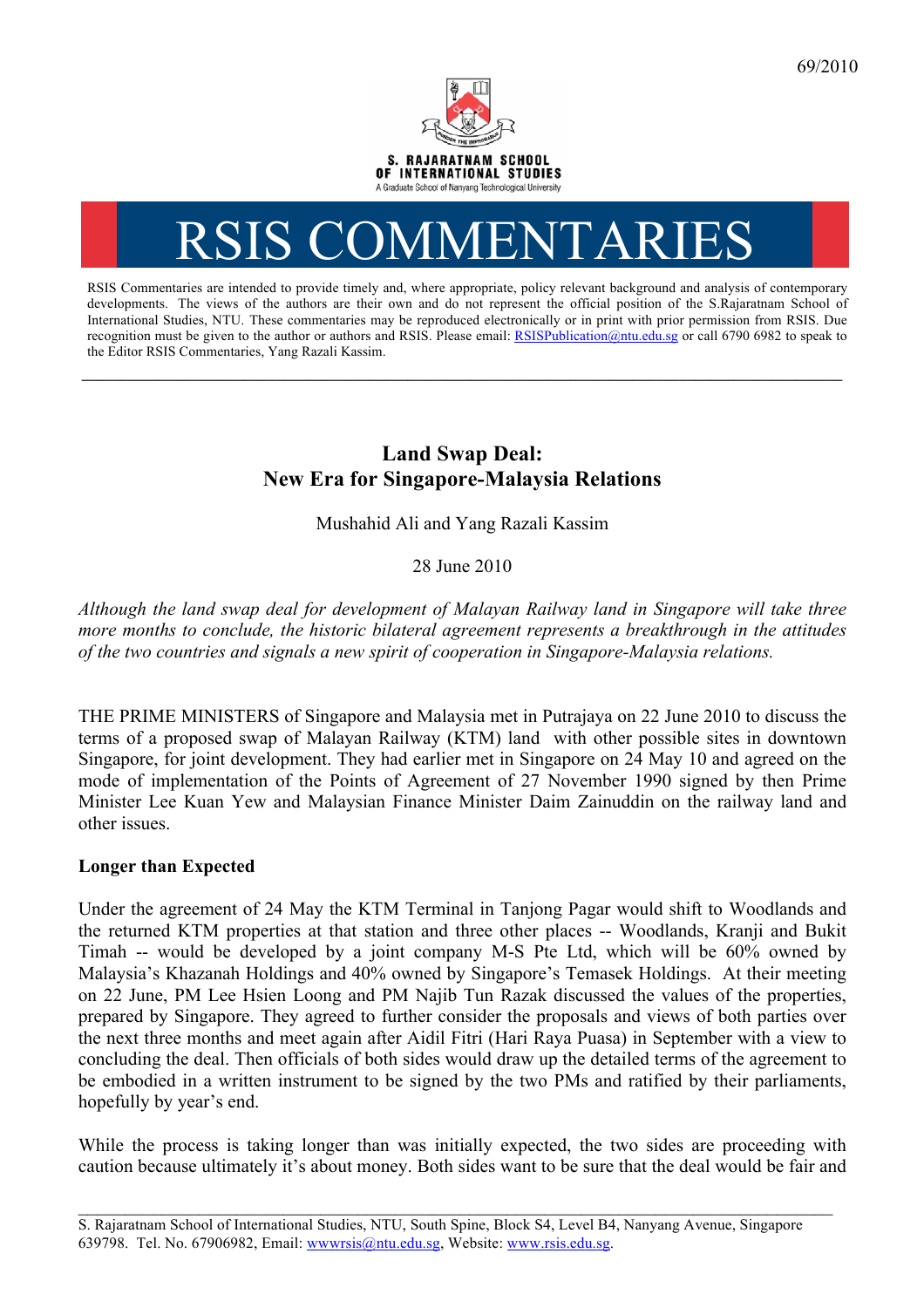69/2010

S. RAJARATNAM SCHOOL OF INTERNATIONAL STUDIES
A Graduate School of Nanyang Technological University

# RSIS COMMENTARIES

RSIS Commentaries are intended to provide timely and, where appropriate, policy relevant background and analysis of contemporary developments. The views of the authors are their own and do not represent the official position of the S.Rajaratnam School of International Studies, NTU. These commentaries may be reproduced electronically or in print with prior permission from RSIS. Due recognition must be given to the author or authors and RSIS. Please email: RSISPublication@ntu.edu.sg or call 6790 6982 to speak to the Editor RSIS Commentaries, Yang Razali Kassim.

---

## Land Swap Deal: New Era for Singapore-Malaysia Relations

Mushahid Ali and Yang Razali Kassim

28 June 2010

*Although the land swap deal for development of Malayan Railway land in Singapore will take three more months to conclude, the historic bilateral agreement represents a breakthrough in the attitudes of the two countries and signals a new spirit of cooperation in Singapore-Malaysia relations.*

THE PRIME MINISTERS of Singapore and Malaysia met in Putrajaya on 22 June 2010 to discuss the terms of a proposed swap of Malayan Railway (KTM) land with other possible sites in downtown Singapore, for joint development. They had earlier met in Singapore on 24 May 10 and agreed on the mode of implementation of the Points of Agreement of 27 November 1990 signed by then Prime Minister Lee Kuan Yew and Malaysian Finance Minister Daim Zainuddin on the railway land and other issues.

### Longer than Expected

Under the agreement of 24 May the KTM Terminal in Tanjong Pagar would shift to Woodlands and the returned KTM properties at that station and three other places -- Woodlands, Kranji and Bukit Timah -- would be developed by a joint company M-S Pte Ltd, which will be 60% owned by Malaysia's Khazanah Holdings and 40% owned by Singapore's Temasek Holdings. At their meeting on 22 June, PM Lee Hsien Loong and PM Najib Tun Razak discussed the values of the properties, prepared by Singapore. They agreed to further consider the proposals and views of both parties over the next three months and meet again after Aidil Fitri (Hari Raya Puasa) in September with a view to concluding the deal. Then officials of both sides would draw up the detailed terms of the agreement to be embodied in a written instrument to be signed by the two PMs and ratified by their parliaments, hopefully by year's end.

While the process is taking longer than was initially expected, the two sides are proceeding with caution because ultimately it's about money. Both sides want to be sure that the deal would be fair and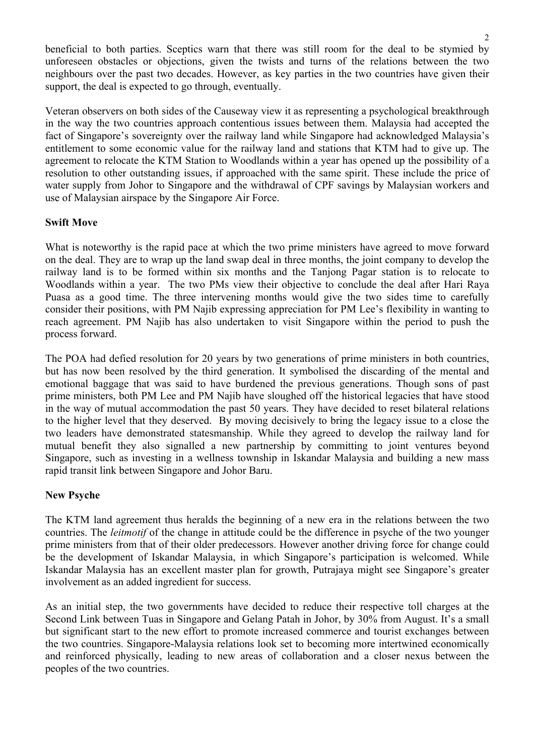beneficial to both parties. Sceptics warn that there was still room for the deal to be stymied by unforeseen obstacles or objections, given the twists and turns of the relations between the two neighbours over the past two decades. However, as key parties in the two countries have given their support, the deal is expected to go through, eventually.

Veteran observers on both sides of the Causeway view it as representing a psychological breakthrough in the way the two countries approach contentious issues between them. Malaysia had accepted the fact of Singapore's sovereignty over the railway land while Singapore had acknowledged Malaysia's entitlement to some economic value for the railway land and stations that KTM had to give up. The agreement to relocate the KTM Station to Woodlands within a year has opened up the possibility of a resolution to other outstanding issues, if approached with the same spirit. These include the price of water supply from Johor to Singapore and the withdrawal of CPF savings by Malaysian workers and use of Malaysian airspace by the Singapore Air Force.

**Swift Move**

What is noteworthy is the rapid pace at which the two prime ministers have agreed to move forward on the deal. They are to wrap up the land swap deal in three months, the joint company to develop the railway land is to be formed within six months and the Tanjong Pagar station is to relocate to Woodlands within a year. The two PMs view their objective to conclude the deal after Hari Raya Puasa as a good time. The three intervening months would give the two sides time to carefully consider their positions, with PM Najib expressing appreciation for PM Lee's flexibility in wanting to reach agreement. PM Najib has also undertaken to visit Singapore within the period to push the process forward.

The POA had defied resolution for 20 years by two generations of prime ministers in both countries, but has now been resolved by the third generation. It symbolised the discarding of the mental and emotional baggage that was said to have burdened the previous generations. Though sons of past prime ministers, both PM Lee and PM Najib have sloughed off the historical legacies that have stood in the way of mutual accommodation the past 50 years. They have decided to reset bilateral relations to the higher level that they deserved. By moving decisively to bring the legacy issue to a close the two leaders have demonstrated statesmanship. While they agreed to develop the railway land for mutual benefit they also signalled a new partnership by committing to joint ventures beyond Singapore, such as investing in a wellness township in Iskandar Malaysia and building a new mass rapid transit link between Singapore and Johor Baru.

**New Psyche**

The KTM land agreement thus heralds the beginning of a new era in the relations between the two countries. The *leitmotif* of the change in attitude could be the difference in psyche of the two younger prime ministers from that of their older predecessors. However another driving force for change could be the development of Iskandar Malaysia, in which Singapore's participation is welcomed. While Iskandar Malaysia has an excellent master plan for growth, Putrajaya might see Singapore's greater involvement as an added ingredient for success.

As an initial step, the two governments have decided to reduce their respective toll charges at the Second Link between Tuas in Singapore and Gelang Patah in Johor, by 30% from August. It's a small but significant start to the new effort to promote increased commerce and tourist exchanges between the two countries. Singapore-Malaysia relations look set to becoming more intertwined economically and reinforced physically, leading to new areas of collaboration and a closer nexus between the peoples of the two countries.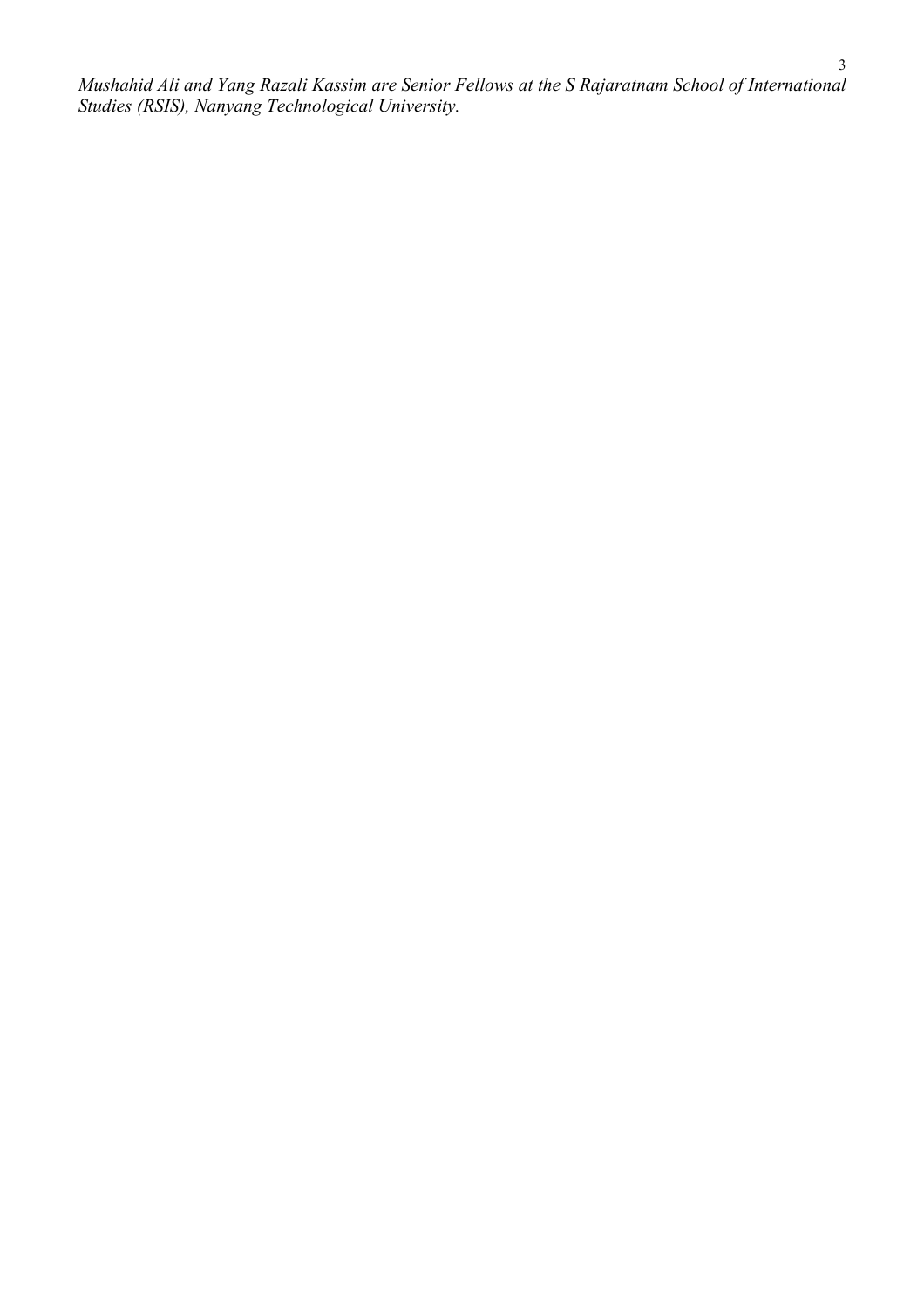*Mushahid Ali and Yang Razali Kassim are Senior Fellows at the S Rajaratnam School of International Studies (RSIS), Nanyang Technological University.*